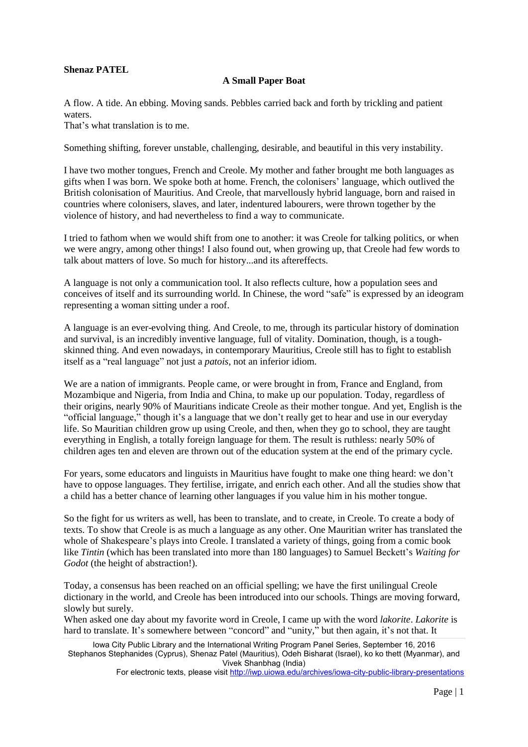**Shenaz PATEL**

## A Small Paper Boat

A flow. A tide. An ebbing. Moving sands. Pebbles carried back and forth by trickling and patient waters.
That's what translation is to me.

Something shifting, forever unstable, challenging, desirable, and beautiful in this very instability.

I have two mother tongues, French and Creole. My mother and father brought me both languages as gifts when I was born. We spoke both at home. French, the colonisers' language, which outlived the British colonisation of Mauritius. And Creole, that marvellously hybrid language, born and raised in countries where colonisers, slaves, and later, indentured labourers, were thrown together by the violence of history, and had nevertheless to find a way to communicate.

I tried to fathom when we would shift from one to another: it was Creole for talking politics, or when we were angry, among other things! I also found out, when growing up, that Creole had few words to talk about matters of love. So much for history...and its aftereffects.

A language is not only a communication tool. It also reflects culture, how a population sees and conceives of itself and its surrounding world. In Chinese, the word "safe" is expressed by an ideogram representing a woman sitting under a roof.

A language is an ever-evolving thing. And Creole, to me, through its particular history of domination and survival, is an incredibly inventive language, full of vitality. Domination, though, is a tough-skinned thing. And even nowadays, in contemporary Mauritius, Creole still has to fight to establish itself as a "real language" not just a *patois*, not an inferior idiom.

We are a nation of immigrants. People came, or were brought in from, France and England, from Mozambique and Nigeria, from India and China, to make up our population. Today, regardless of their origins, nearly 90% of Mauritians indicate Creole as their mother tongue. And yet, English is the "official language," though it's a language that we don't really get to hear and use in our everyday life. So Mauritian children grow up using Creole, and then, when they go to school, they are taught everything in English, a totally foreign language for them. The result is ruthless: nearly 50% of children ages ten and eleven are thrown out of the education system at the end of the primary cycle.

For years, some educators and linguists in Mauritius have fought to make one thing heard: we don't have to oppose languages. They fertilise, irrigate, and enrich each other. And all the studies show that a child has a better chance of learning other languages if you value him in his mother tongue.

So the fight for us writers as well, has been to translate, and to create, in Creole. To create a body of texts. To show that Creole is as much a language as any other. One Mauritian writer has translated the whole of Shakespeare's plays into Creole. I translated a variety of things, going from a comic book like *Tintin* (which has been translated into more than 180 languages) to Samuel Beckett's *Waiting for Godot* (the height of abstraction!).

Today, a consensus has been reached on an official spelling; we have the first unilingual Creole dictionary in the world, and Creole has been introduced into our schools. Things are moving forward, slowly but surely.
When asked one day about my favorite word in Creole, I came up with the word *lakorite*. *Lakorite* is hard to translate. It's somewhere between "concord" and "unity," but then again, it's not that. It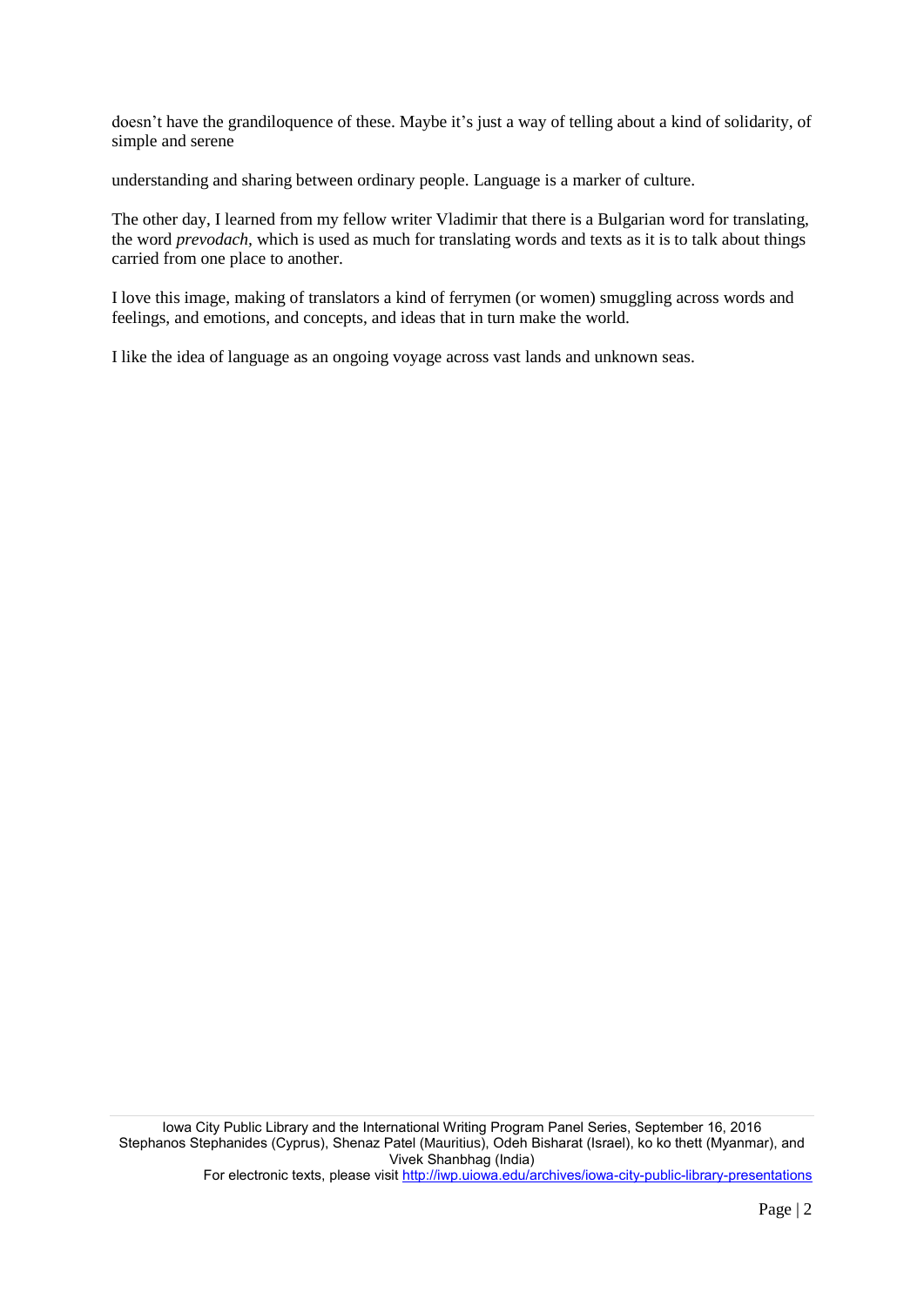doesn’t have the grandiloquence of these. Maybe it’s just a way of telling about a kind of solidarity, of simple and serene

understanding and sharing between ordinary people. Language is a marker of culture.

The other day, I learned from my fellow writer Vladimir that there is a Bulgarian word for translating, the word *prevodach*, which is used as much for translating words and texts as it is to talk about things carried from one place to another.

I love this image, making of translators a kind of ferrymen (or women) smuggling across words and feelings, and emotions, and concepts, and ideas that in turn make the world.

I like the idea of language as an ongoing voyage across vast lands and unknown seas.